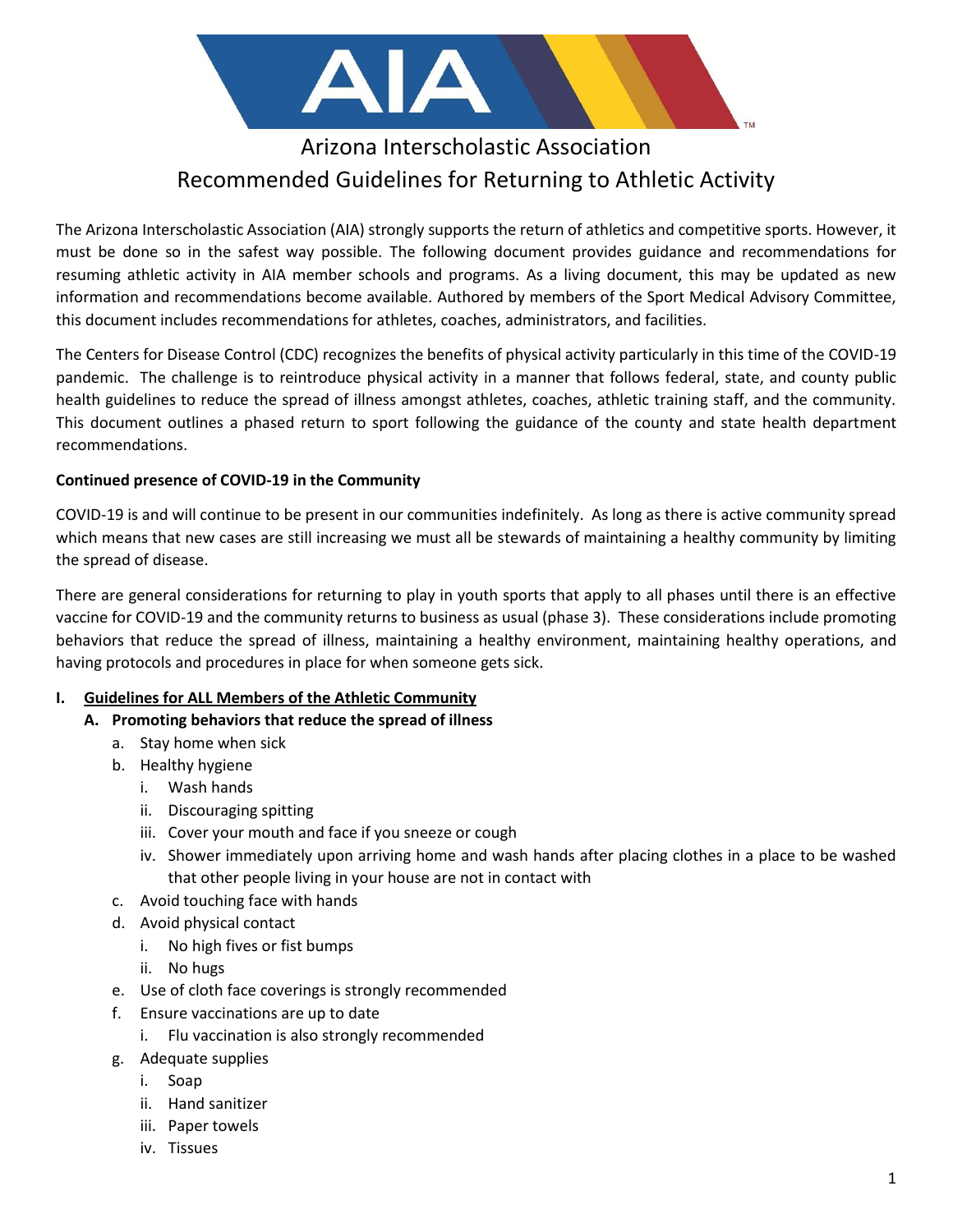# Arizona Interscholastic Association
## Recommended Guidelines for Returning to Athletic Activity

The Arizona Interscholastic Association (AIA) strongly supports the return of athletics and competitive sports. However, it must be done so in the safest way possible. The following document provides guidance and recommendations for resuming athletic activity in AIA member schools and programs. As a living document, this may be updated as new information and recommendations become available. Authored by members of the Sport Medical Advisory Committee, this document includes recommendations for athletes, coaches, administrators, and facilities.

The Centers for Disease Control (CDC) recognizes the benefits of physical activity particularly in this time of the COVID-19 pandemic. The challenge is to reintroduce physical activity in a manner that follows federal, state, and county public health guidelines to reduce the spread of illness amongst athletes, coaches, athletic training staff, and the community. This document outlines a phased return to sport following the guidance of the county and state health department recommendations.

**Continued presence of COVID-19 in the Community**

COVID-19 is and will continue to be present in our communities indefinitely. As long as there is active community spread which means that new cases are still increasing we must all be stewards of maintaining a healthy community by limiting the spread of disease.

There are general considerations for returning to play in youth sports that apply to all phases until there is an effective vaccine for COVID-19 and the community returns to business as usual (phase 3). These considerations include promoting behaviors that reduce the spread of illness, maintaining a healthy environment, maintaining healthy operations, and having protocols and procedures in place for when someone gets sick.

**I. <u>Guidelines for ALL Members of the Athletic Community</u>**

**A. Promoting behaviors that reduce the spread of illness**

- a. Stay home when sick
- b. Healthy hygiene
  - i. Wash hands
  - ii. Discouraging spitting
  - iii. Cover your mouth and face if you sneeze or cough
  - iv. Shower immediately upon arriving home and wash hands after placing clothes in a place to be washed that other people living in your house are not in contact with
- c. Avoid touching face with hands
- d. Avoid physical contact
  - i. No high fives or fist bumps
  - ii. No hugs
- e. Use of cloth face coverings is strongly recommended
- f. Ensure vaccinations are up to date
  - i. Flu vaccination is also strongly recommended
- g. Adequate supplies
  - i. Soap
  - ii. Hand sanitizer
  - iii. Paper towels
  - iv. Tissues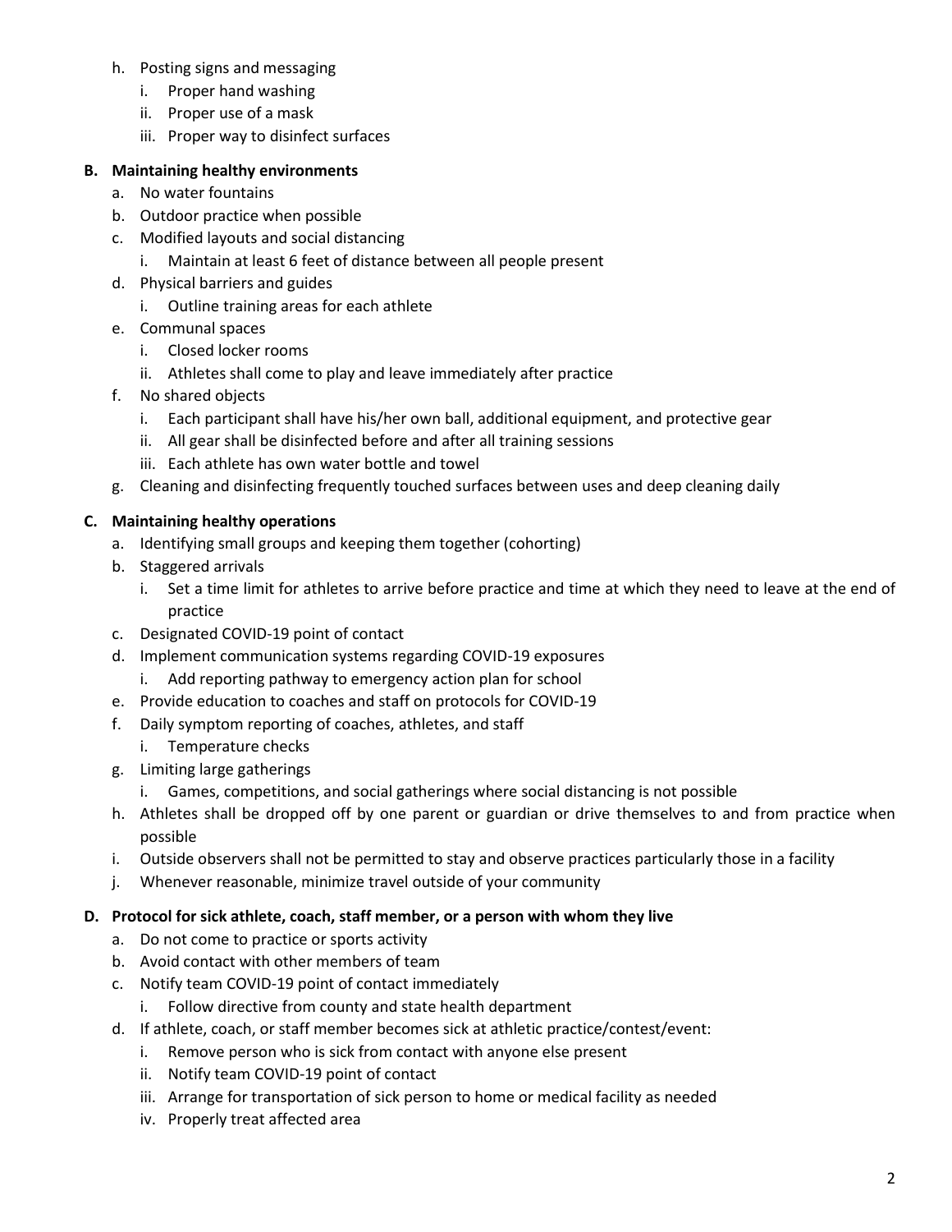h. Posting signs and messaging
    i. Proper hand washing
    ii. Proper use of a mask
    iii. Proper way to disinfect surfaces

**B. Maintaining healthy environments**

a. No water fountains

b. Outdoor practice when possible

c. Modified layouts and social distancing
    i. Maintain at least 6 feet of distance between all people present

d. Physical barriers and guides
    i. Outline training areas for each athlete

e. Communal spaces
    i. Closed locker rooms
    ii. Athletes shall come to play and leave immediately after practice

f. No shared objects
    i. Each participant shall have his/her own ball, additional equipment, and protective gear
    ii. All gear shall be disinfected before and after all training sessions
    iii. Each athlete has own water bottle and towel

g. Cleaning and disinfecting frequently touched surfaces between uses and deep cleaning daily

**C. Maintaining healthy operations**

a. Identifying small groups and keeping them together (cohorting)

b. Staggered arrivals
    i. Set a time limit for athletes to arrive before practice and time at which they need to leave at the end of practice

c. Designated COVID-19 point of contact

d. Implement communication systems regarding COVID-19 exposures
    i. Add reporting pathway to emergency action plan for school

e. Provide education to coaches and staff on protocols for COVID-19

f. Daily symptom reporting of coaches, athletes, and staff
    i. Temperature checks

g. Limiting large gatherings
    i. Games, competitions, and social gatherings where social distancing is not possible

h. Athletes shall be dropped off by one parent or guardian or drive themselves to and from practice when possible

i. Outside observers shall not be permitted to stay and observe practices particularly those in a facility

j. Whenever reasonable, minimize travel outside of your community

**D. Protocol for sick athlete, coach, staff member, or a person with whom they live**

a. Do not come to practice or sports activity

b. Avoid contact with other members of team

c. Notify team COVID-19 point of contact immediately
    i. Follow directive from county and state health department

d. If athlete, coach, or staff member becomes sick at athletic practice/contest/event:
    i. Remove person who is sick from contact with anyone else present
    ii. Notify team COVID-19 point of contact
    iii. Arrange for transportation of sick person to home or medical facility as needed
    iv. Properly treat affected area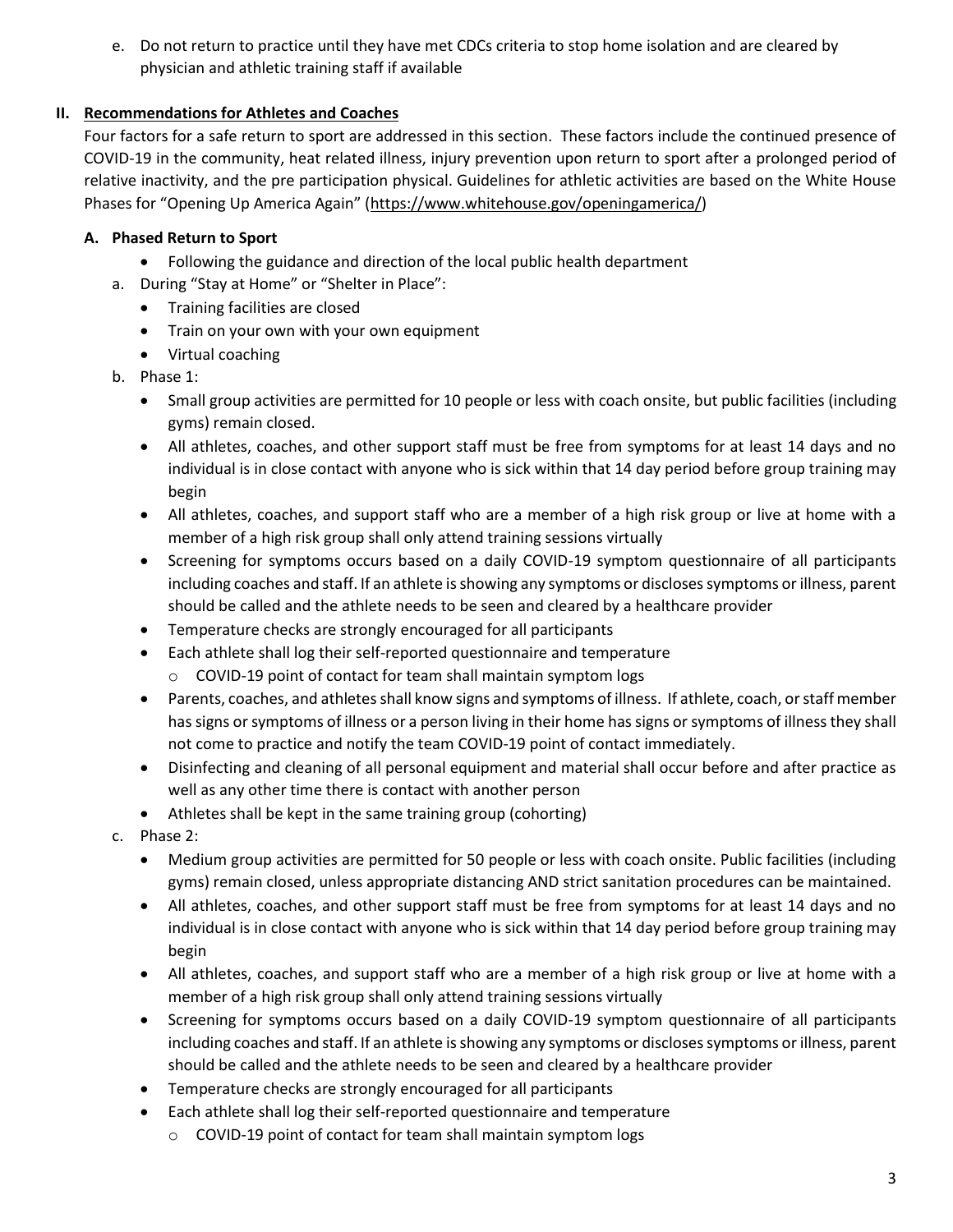e. Do not return to practice until they have met CDCs criteria to stop home isolation and are cleared by physician and athletic training staff if available

## II. Recommendations for Athletes and Coaches

Four factors for a safe return to sport are addressed in this section. These factors include the continued presence of COVID-19 in the community, heat related illness, injury prevention upon return to sport after a prolonged period of relative inactivity, and the pre participation physical. Guidelines for athletic activities are based on the White House Phases for "Opening Up America Again" (https://www.whitehouse.gov/openingamerica/)

### A. Phased Return to Sport

- Following the guidance and direction of the local public health department

a. During "Stay at Home" or "Shelter in Place":
   - Training facilities are closed
   - Train on your own with your own equipment
   - Virtual coaching

b. Phase 1:
   - Small group activities are permitted for 10 people or less with coach onsite, but public facilities (including gyms) remain closed.
   - All athletes, coaches, and other support staff must be free from symptoms for at least 14 days and no individual is in close contact with anyone who is sick within that 14 day period before group training may begin
   - All athletes, coaches, and support staff who are a member of a high risk group or live at home with a member of a high risk group shall only attend training sessions virtually
   - Screening for symptoms occurs based on a daily COVID-19 symptom questionnaire of all participants including coaches and staff. If an athlete is showing any symptoms or discloses symptoms or illness, parent should be called and the athlete needs to be seen and cleared by a healthcare provider
   - Temperature checks are strongly encouraged for all participants
   - Each athlete shall log their self-reported questionnaire and temperature
     - COVID-19 point of contact for team shall maintain symptom logs
   - Parents, coaches, and athletes shall know signs and symptoms of illness. If athlete, coach, or staff member has signs or symptoms of illness or a person living in their home has signs or symptoms of illness they shall not come to practice and notify the team COVID-19 point of contact immediately.
   - Disinfecting and cleaning of all personal equipment and material shall occur before and after practice as well as any other time there is contact with another person
   - Athletes shall be kept in the same training group (cohorting)

c. Phase 2:
   - Medium group activities are permitted for 50 people or less with coach onsite. Public facilities (including gyms) remain closed, unless appropriate distancing AND strict sanitation procedures can be maintained.
   - All athletes, coaches, and other support staff must be free from symptoms for at least 14 days and no individual is in close contact with anyone who is sick within that 14 day period before group training may begin
   - All athletes, coaches, and support staff who are a member of a high risk group or live at home with a member of a high risk group shall only attend training sessions virtually
   - Screening for symptoms occurs based on a daily COVID-19 symptom questionnaire of all participants including coaches and staff. If an athlete is showing any symptoms or discloses symptoms or illness, parent should be called and the athlete needs to be seen and cleared by a healthcare provider
   - Temperature checks are strongly encouraged for all participants
   - Each athlete shall log their self-reported questionnaire and temperature
     - COVID-19 point of contact for team shall maintain symptom logs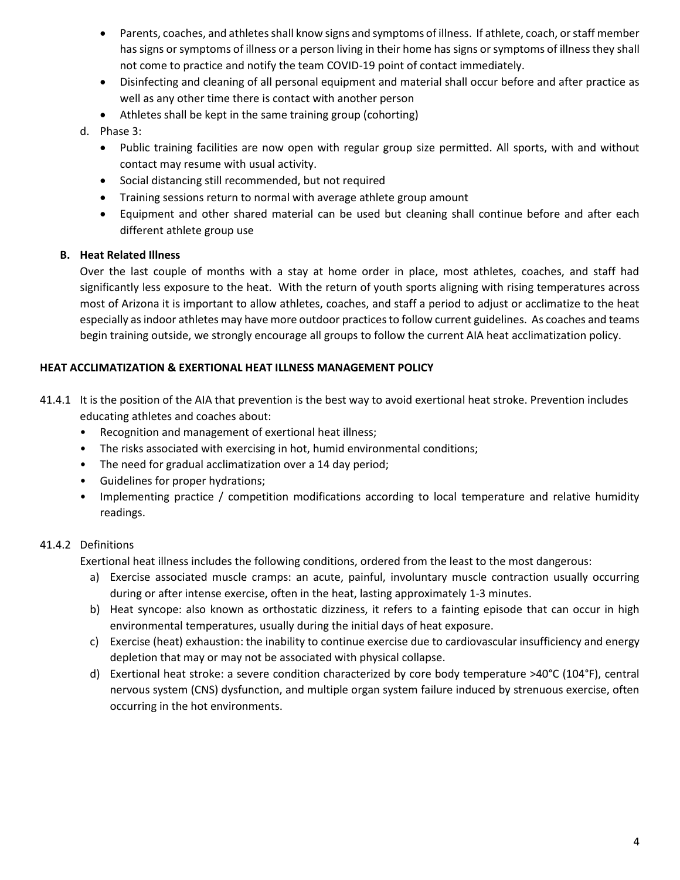- Parents, coaches, and athletes shall know signs and symptoms of illness. If athlete, coach, or staff member has signs or symptoms of illness or a person living in their home has signs or symptoms of illness they shall not come to practice and notify the team COVID-19 point of contact immediately.
- Disinfecting and cleaning of all personal equipment and material shall occur before and after practice as well as any other time there is contact with another person
- Athletes shall be kept in the same training group (cohorting)

d. Phase 3:

- Public training facilities are now open with regular group size permitted. All sports, with and without contact may resume with usual activity.
- Social distancing still recommended, but not required
- Training sessions return to normal with average athlete group amount
- Equipment and other shared material can be used but cleaning shall continue before and after each different athlete group use

**B. Heat Related Illness**

Over the last couple of months with a stay at home order in place, most athletes, coaches, and staff had significantly less exposure to the heat. With the return of youth sports aligning with rising temperatures across most of Arizona it is important to allow athletes, coaches, and staff a period to adjust or acclimatize to the heat especially as indoor athletes may have more outdoor practices to follow current guidelines. As coaches and teams begin training outside, we strongly encourage all groups to follow the current AIA heat acclimatization policy.

**HEAT ACCLIMATIZATION & EXERTIONAL HEAT ILLNESS MANAGEMENT POLICY**

41.4.1 It is the position of the AIA that prevention is the best way to avoid exertional heat stroke. Prevention includes educating athletes and coaches about:

- Recognition and management of exertional heat illness;
- The risks associated with exercising in hot, humid environmental conditions;
- The need for gradual acclimatization over a 14 day period;
- Guidelines for proper hydrations;
- Implementing practice / competition modifications according to local temperature and relative humidity readings.

41.4.2 Definitions

Exertional heat illness includes the following conditions, ordered from the least to the most dangerous:

a) Exercise associated muscle cramps: an acute, painful, involuntary muscle contraction usually occurring during or after intense exercise, often in the heat, lasting approximately 1-3 minutes.

b) Heat syncope: also known as orthostatic dizziness, it refers to a fainting episode that can occur in high environmental temperatures, usually during the initial days of heat exposure.

c) Exercise (heat) exhaustion: the inability to continue exercise due to cardiovascular insufficiency and energy depletion that may or may not be associated with physical collapse.

d) Exertional heat stroke: a severe condition characterized by core body temperature >40°C (104°F), central nervous system (CNS) dysfunction, and multiple organ system failure induced by strenuous exercise, often occurring in the hot environments.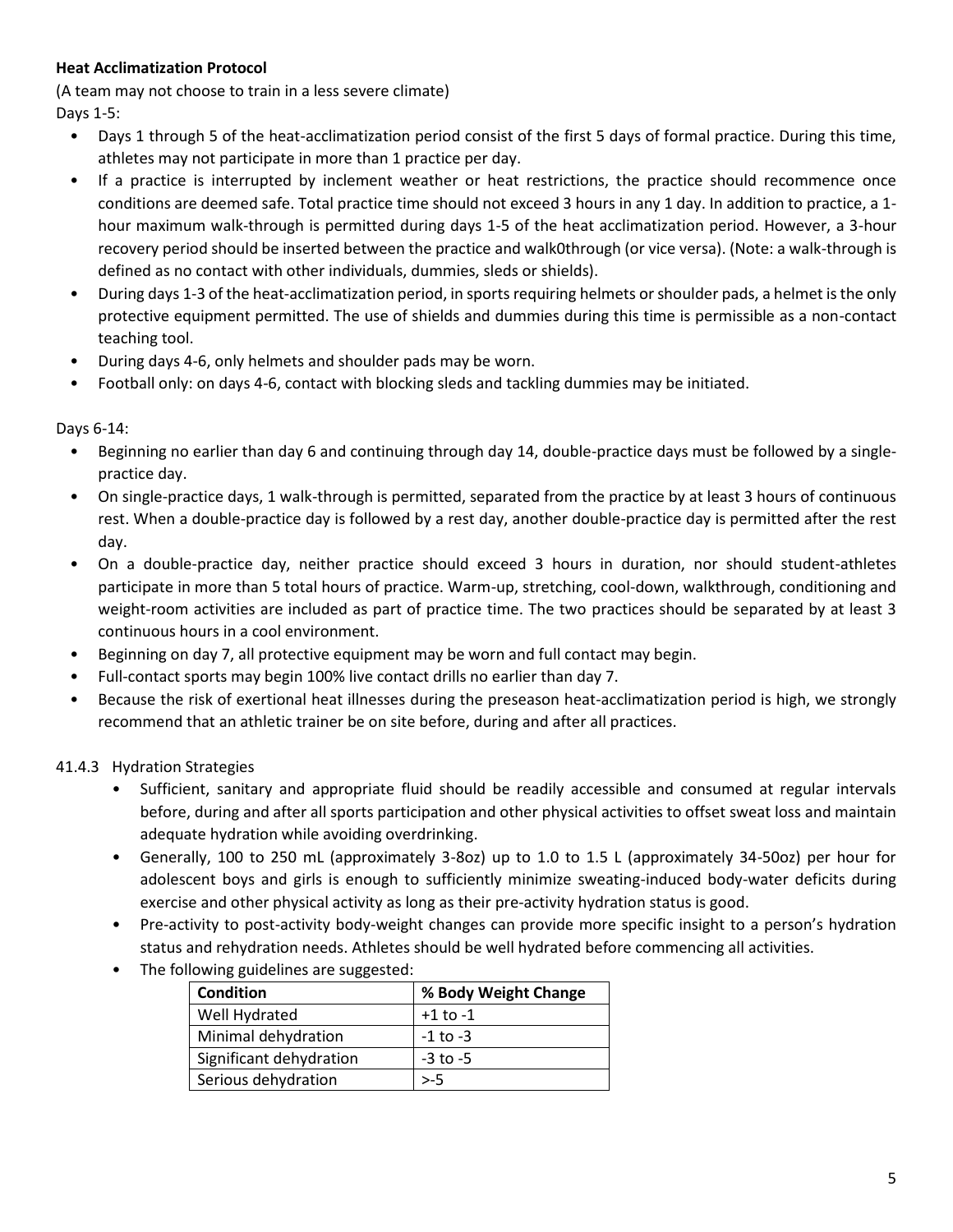**Heat Acclimatization Protocol**

(A team may not choose to train in a less severe climate)

Days 1-5:

- Days 1 through 5 of the heat-acclimatization period consist of the first 5 days of formal practice. During this time, athletes may not participate in more than 1 practice per day.
- If a practice is interrupted by inclement weather or heat restrictions, the practice should recommence once conditions are deemed safe. Total practice time should not exceed 3 hours in any 1 day. In addition to practice, a 1-hour maximum walk-through is permitted during days 1-5 of the heat acclimatization period. However, a 3-hour recovery period should be inserted between the practice and walk0through (or vice versa). (Note: a walk-through is defined as no contact with other individuals, dummies, sleds or shields).
- During days 1-3 of the heat-acclimatization period, in sports requiring helmets or shoulder pads, a helmet is the only protective equipment permitted. The use of shields and dummies during this time is permissible as a non-contact teaching tool.
- During days 4-6, only helmets and shoulder pads may be worn.
- Football only: on days 4-6, contact with blocking sleds and tackling dummies may be initiated.

Days 6-14:

- Beginning no earlier than day 6 and continuing through day 14, double-practice days must be followed by a single-practice day.
- On single-practice days, 1 walk-through is permitted, separated from the practice by at least 3 hours of continuous rest. When a double-practice day is followed by a rest day, another double-practice day is permitted after the rest day.
- On a double-practice day, neither practice should exceed 3 hours in duration, nor should student-athletes participate in more than 5 total hours of practice. Warm-up, stretching, cool-down, walkthrough, conditioning and weight-room activities are included as part of practice time. The two practices should be separated by at least 3 continuous hours in a cool environment.
- Beginning on day 7, all protective equipment may be worn and full contact may begin.
- Full-contact sports may begin 100% live contact drills no earlier than day 7.
- Because the risk of exertional heat illnesses during the preseason heat-acclimatization period is high, we strongly recommend that an athletic trainer be on site before, during and after all practices.

41.4.3 Hydration Strategies

- Sufficient, sanitary and appropriate fluid should be readily accessible and consumed at regular intervals before, during and after all sports participation and other physical activities to offset sweat loss and maintain adequate hydration while avoiding overdrinking.
- Generally, 100 to 250 mL (approximately 3-8oz) up to 1.0 to 1.5 L (approximately 34-50oz) per hour for adolescent boys and girls is enough to sufficiently minimize sweating-induced body-water deficits during exercise and other physical activity as long as their pre-activity hydration status is good.
- Pre-activity to post-activity body-weight changes can provide more specific insight to a person's hydration status and rehydration needs. Athletes should be well hydrated before commencing all activities.
- The following guidelines are suggested:

| **Condition** | **% Body Weight Change** |
|---|---|
| Well Hydrated | +1 to -1 |
| Minimal dehydration | -1 to -3 |
| Significant dehydration | -3 to -5 |
| Serious dehydration | >-5 |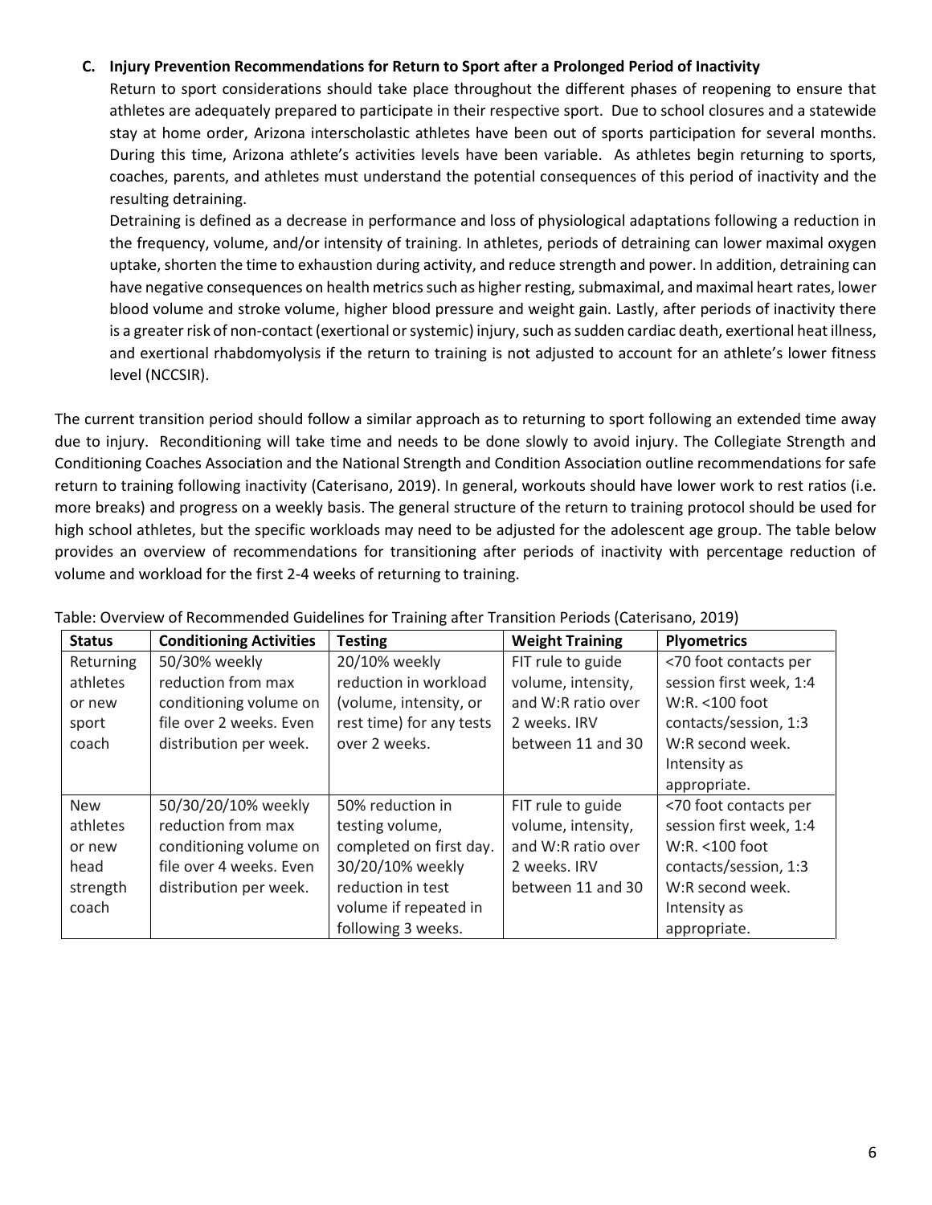### C. Injury Prevention Recommendations for Return to Sport after a Prolonged Period of Inactivity

Return to sport considerations should take place throughout the different phases of reopening to ensure that athletes are adequately prepared to participate in their respective sport. Due to school closures and a statewide stay at home order, Arizona interscholastic athletes have been out of sports participation for several months. During this time, Arizona athlete's activities levels have been variable. As athletes begin returning to sports, coaches, parents, and athletes must understand the potential consequences of this period of inactivity and the resulting detraining.

Detraining is defined as a decrease in performance and loss of physiological adaptations following a reduction in the frequency, volume, and/or intensity of training. In athletes, periods of detraining can lower maximal oxygen uptake, shorten the time to exhaustion during activity, and reduce strength and power. In addition, detraining can have negative consequences on health metrics such as higher resting, submaximal, and maximal heart rates, lower blood volume and stroke volume, higher blood pressure and weight gain. Lastly, after periods of inactivity there is a greater risk of non-contact (exertional or systemic) injury, such as sudden cardiac death, exertional heat illness, and exertional rhabdomyolysis if the return to training is not adjusted to account for an athlete's lower fitness level (NCCSIR).

The current transition period should follow a similar approach as to returning to sport following an extended time away due to injury. Reconditioning will take time and needs to be done slowly to avoid injury. The Collegiate Strength and Conditioning Coaches Association and the National Strength and Condition Association outline recommendations for safe return to training following inactivity (Caterisano, 2019). In general, workouts should have lower work to rest ratios (i.e. more breaks) and progress on a weekly basis. The general structure of the return to training protocol should be used for high school athletes, but the specific workloads may need to be adjusted for the adolescent age group. The table below provides an overview of recommendations for transitioning after periods of inactivity with percentage reduction of volume and workload for the first 2-4 weeks of returning to training.

Table: Overview of Recommended Guidelines for Training after Transition Periods (Caterisano, 2019)

| Status | Conditioning Activities | Testing | Weight Training | Plyometrics |
|---|---|---|---|---|
| Returning athletes or new sport coach | 50/30% weekly reduction from max conditioning volume on file over 2 weeks. Even distribution per week. | 20/10% weekly reduction in workload (volume, intensity, or rest time) for any tests over 2 weeks. | FIT rule to guide volume, intensity, and W:R ratio over 2 weeks. IRV between 11 and 30 | <70 foot contacts per session first week, 1:4 W:R. <100 foot contacts/session, 1:3 W:R second week. Intensity as appropriate. |
| New athletes or new head strength coach | 50/30/20/10% weekly reduction from max conditioning volume on file over 4 weeks. Even distribution per week. | 50% reduction in testing volume, completed on first day. 30/20/10% weekly reduction in test volume if repeated in following 3 weeks. | FIT rule to guide volume, intensity, and W:R ratio over 2 weeks. IRV between 11 and 30 | <70 foot contacts per session first week, 1:4 W:R. <100 foot contacts/session, 1:3 W:R second week. Intensity as appropriate. |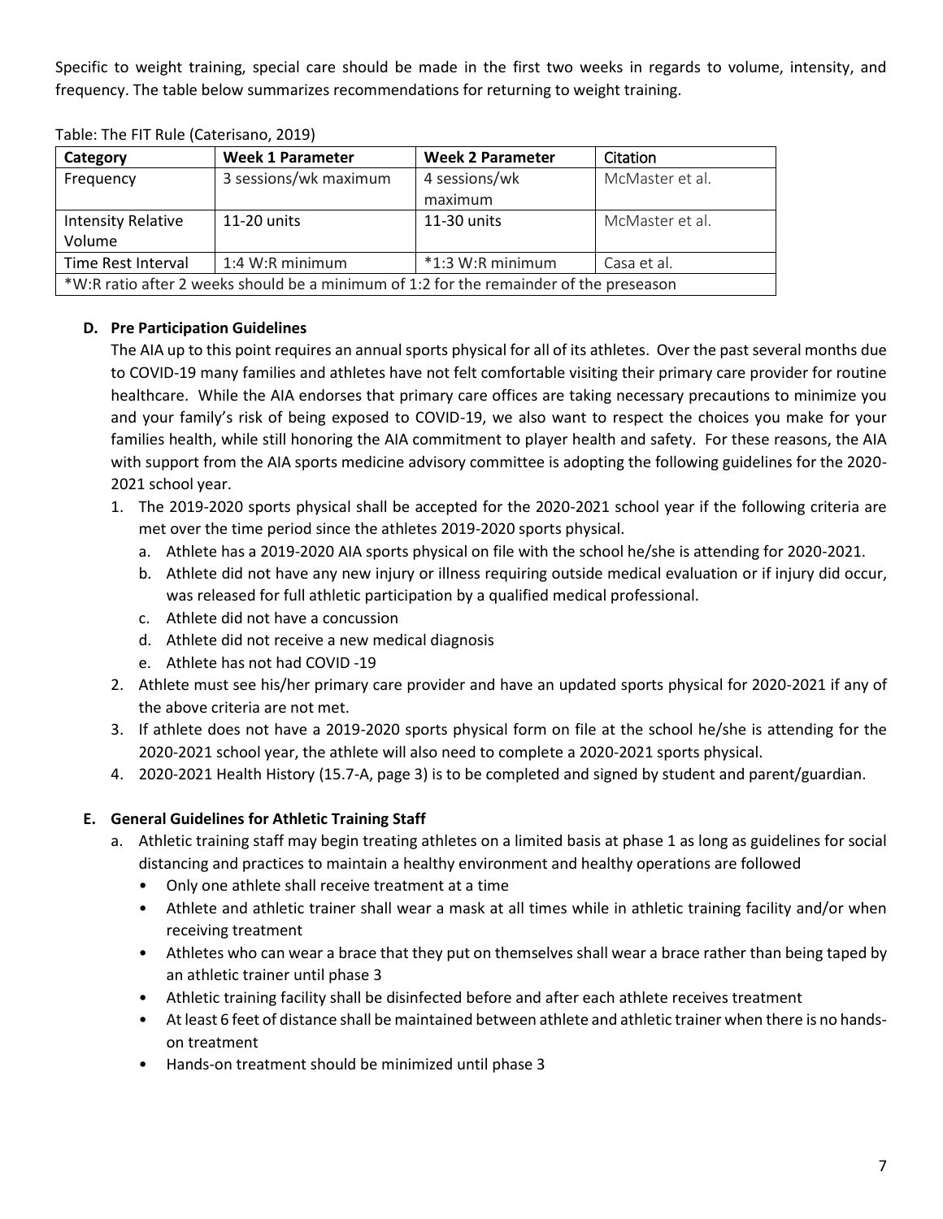Specific to weight training, special care should be made in the first two weeks in regards to volume, intensity, and frequency. The table below summarizes recommendations for returning to weight training.

Table: The FIT Rule (Caterisano, 2019)

| Category | Week 1 Parameter | Week 2 Parameter | Citation |
|---|---|---|---|
| Frequency | 3 sessions/wk maximum | 4 sessions/wk maximum | McMaster et al. |
| Intensity Relative Volume | 11-20 units | 11-30 units | McMaster et al. |
| Time Rest Interval | 1:4 W:R minimum | *1:3 W:R minimum | Casa et al. |
| *W:R ratio after 2 weeks should be a minimum of 1:2 for the remainder of the preseason | | | |

### D. Pre Participation Guidelines

The AIA up to this point requires an annual sports physical for all of its athletes. Over the past several months due to COVID-19 many families and athletes have not felt comfortable visiting their primary care provider for routine healthcare. While the AIA endorses that primary care offices are taking necessary precautions to minimize you and your family's risk of being exposed to COVID-19, we also want to respect the choices you make for your families health, while still honoring the AIA commitment to player health and safety. For these reasons, the AIA with support from the AIA sports medicine advisory committee is adopting the following guidelines for the 2020-2021 school year.

1. The 2019-2020 sports physical shall be accepted for the 2020-2021 school year if the following criteria are met over the time period since the athletes 2019-2020 sports physical.
   a. Athlete has a 2019-2020 AIA sports physical on file with the school he/she is attending for 2020-2021.
   b. Athlete did not have any new injury or illness requiring outside medical evaluation or if injury did occur, was released for full athletic participation by a qualified medical professional.
   c. Athlete did not have a concussion
   d. Athlete did not receive a new medical diagnosis
   e. Athlete has not had COVID -19
2. Athlete must see his/her primary care provider and have an updated sports physical for 2020-2021 if any of the above criteria are not met.
3. If athlete does not have a 2019-2020 sports physical form on file at the school he/she is attending for the 2020-2021 school year, the athlete will also need to complete a 2020-2021 sports physical.
4. 2020-2021 Health History (15.7-A, page 3) is to be completed and signed by student and parent/guardian.

### E. General Guidelines for Athletic Training Staff

a. Athletic training staff may begin treating athletes on a limited basis at phase 1 as long as guidelines for social distancing and practices to maintain a healthy environment and healthy operations are followed
   - Only one athlete shall receive treatment at a time
   - Athlete and athletic trainer shall wear a mask at all times while in athletic training facility and/or when receiving treatment
   - Athletes who can wear a brace that they put on themselves shall wear a brace rather than being taped by an athletic trainer until phase 3
   - Athletic training facility shall be disinfected before and after each athlete receives treatment
   - At least 6 feet of distance shall be maintained between athlete and athletic trainer when there is no hands-on treatment
   - Hands-on treatment should be minimized until phase 3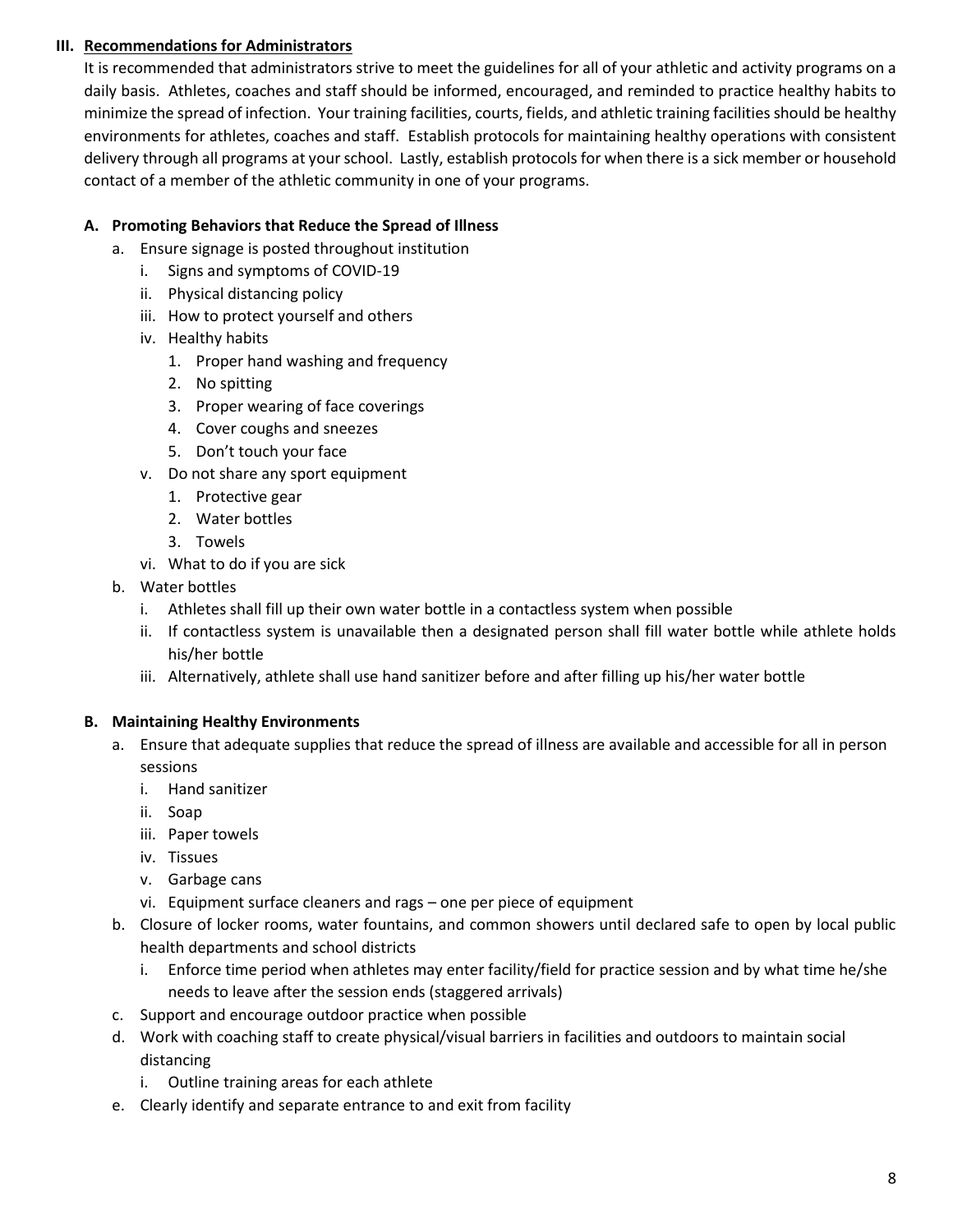## III. Recommendations for Administrators

It is recommended that administrators strive to meet the guidelines for all of your athletic and activity programs on a daily basis. Athletes, coaches and staff should be informed, encouraged, and reminded to practice healthy habits to minimize the spread of infection. Your training facilities, courts, fields, and athletic training facilities should be healthy environments for athletes, coaches and staff. Establish protocols for maintaining healthy operations with consistent delivery through all programs at your school. Lastly, establish protocols for when there is a sick member or household contact of a member of the athletic community in one of your programs.

### A. Promoting Behaviors that Reduce the Spread of Illness

a. Ensure signage is posted throughout institution
   i. Signs and symptoms of COVID-19
   ii. Physical distancing policy
   iii. How to protect yourself and others
   iv. Healthy habits
      1. Proper hand washing and frequency
      2. No spitting
      3. Proper wearing of face coverings
      4. Cover coughs and sneezes
      5. Don't touch your face
   v. Do not share any sport equipment
      1. Protective gear
      2. Water bottles
      3. Towels
   vi. What to do if you are sick

b. Water bottles
   i. Athletes shall fill up their own water bottle in a contactless system when possible
   ii. If contactless system is unavailable then a designated person shall fill water bottle while athlete holds his/her bottle
   iii. Alternatively, athlete shall use hand sanitizer before and after filling up his/her water bottle

### B. Maintaining Healthy Environments

a. Ensure that adequate supplies that reduce the spread of illness are available and accessible for all in person sessions
   i. Hand sanitizer
   ii. Soap
   iii. Paper towels
   iv. Tissues
   v. Garbage cans
   vi. Equipment surface cleaners and rags – one per piece of equipment

b. Closure of locker rooms, water fountains, and common showers until declared safe to open by local public health departments and school districts
   i. Enforce time period when athletes may enter facility/field for practice session and by what time he/she needs to leave after the session ends (staggered arrivals)

c. Support and encourage outdoor practice when possible

d. Work with coaching staff to create physical/visual barriers in facilities and outdoors to maintain social distancing
   i. Outline training areas for each athlete

e. Clearly identify and separate entrance to and exit from facility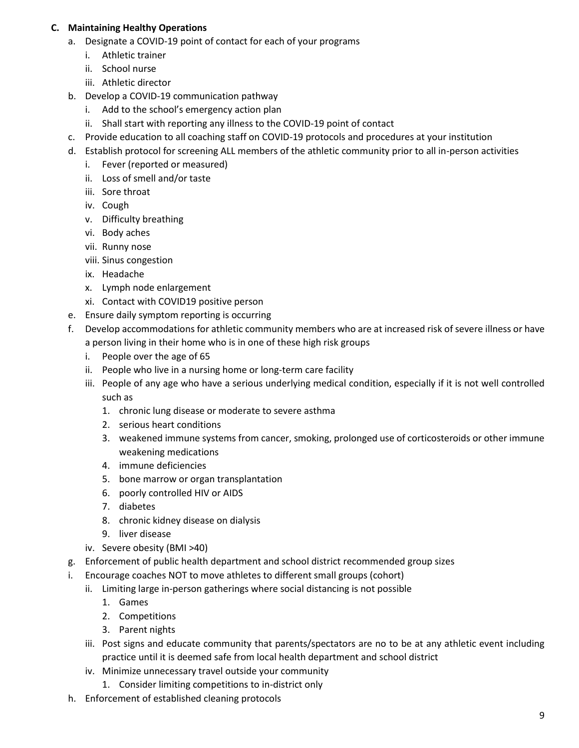**C. Maintaining Healthy Operations**

a. Designate a COVID-19 point of contact for each of your programs
   i. Athletic trainer
   ii. School nurse
   iii. Athletic director
b. Develop a COVID-19 communication pathway
   i. Add to the school's emergency action plan
   ii. Shall start with reporting any illness to the COVID-19 point of contact
c. Provide education to all coaching staff on COVID-19 protocols and procedures at your institution
d. Establish protocol for screening ALL members of the athletic community prior to all in-person activities
   i. Fever (reported or measured)
   ii. Loss of smell and/or taste
   iii. Sore throat
   iv. Cough
   v. Difficulty breathing
   vi. Body aches
   vii. Runny nose
   viii. Sinus congestion
   ix. Headache
   x. Lymph node enlargement
   xi. Contact with COVID19 positive person
e. Ensure daily symptom reporting is occurring
f. Develop accommodations for athletic community members who are at increased risk of severe illness or have a person living in their home who is in one of these high risk groups
   i. People over the age of 65
   ii. People who live in a nursing home or long-term care facility
   iii. People of any age who have a serious underlying medical condition, especially if it is not well controlled such as
      1. chronic lung disease or moderate to severe asthma
      2. serious heart conditions
      3. weakened immune systems from cancer, smoking, prolonged use of corticosteroids or other immune weakening medications
      4. immune deficiencies
      5. bone marrow or organ transplantation
      6. poorly controlled HIV or AIDS
      7. diabetes
      8. chronic kidney disease on dialysis
      9. liver disease
   iv. Severe obesity (BMI >40)
g. Enforcement of public health department and school district recommended group sizes
i. Encourage coaches NOT to move athletes to different small groups (cohort)
   ii. Limiting large in-person gatherings where social distancing is not possible
      1. Games
      2. Competitions
      3. Parent nights
   iii. Post signs and educate community that parents/spectators are no to be at any athletic event including practice until it is deemed safe from local health department and school district
   iv. Minimize unnecessary travel outside your community
      1. Consider limiting competitions to in-district only
h. Enforcement of established cleaning protocols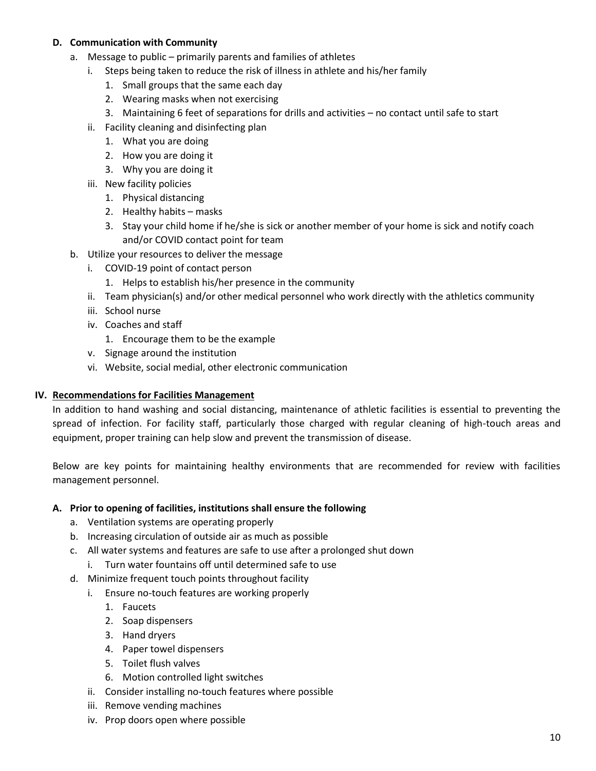**D. Communication with Community**

- a. Message to public – primarily parents and families of athletes
  - i. Steps being taken to reduce the risk of illness in athlete and his/her family
    1. Small groups that the same each day
    2. Wearing masks when not exercising
    3. Maintaining 6 feet of separations for drills and activities – no contact until safe to start
  - ii. Facility cleaning and disinfecting plan
    1. What you are doing
    2. How you are doing it
    3. Why you are doing it
  - iii. New facility policies
    1. Physical distancing
    2. Healthy habits – masks
    3. Stay your child home if he/she is sick or another member of your home is sick and notify coach and/or COVID contact point for team
- b. Utilize your resources to deliver the message
  - i. COVID-19 point of contact person
    1. Helps to establish his/her presence in the community
  - ii. Team physician(s) and/or other medical personnel who work directly with the athletics community
  - iii. School nurse
  - iv. Coaches and staff
    1. Encourage them to be the example
  - v. Signage around the institution
  - vi. Website, social medial, other electronic communication

## IV. Recommendations for Facilities Management

In addition to hand washing and social distancing, maintenance of athletic facilities is essential to preventing the spread of infection. For facility staff, particularly those charged with regular cleaning of high-touch areas and equipment, proper training can help slow and prevent the transmission of disease.

Below are key points for maintaining healthy environments that are recommended for review with facilities management personnel.

**A. Prior to opening of facilities, institutions shall ensure the following**

- a. Ventilation systems are operating properly
- b. Increasing circulation of outside air as much as possible
- c. All water systems and features are safe to use after a prolonged shut down
  - i. Turn water fountains off until determined safe to use
- d. Minimize frequent touch points throughout facility
  - i. Ensure no-touch features are working properly
    1. Faucets
    2. Soap dispensers
    3. Hand dryers
    4. Paper towel dispensers
    5. Toilet flush valves
    6. Motion controlled light switches
  - ii. Consider installing no-touch features where possible
  - iii. Remove vending machines
  - iv. Prop doors open where possible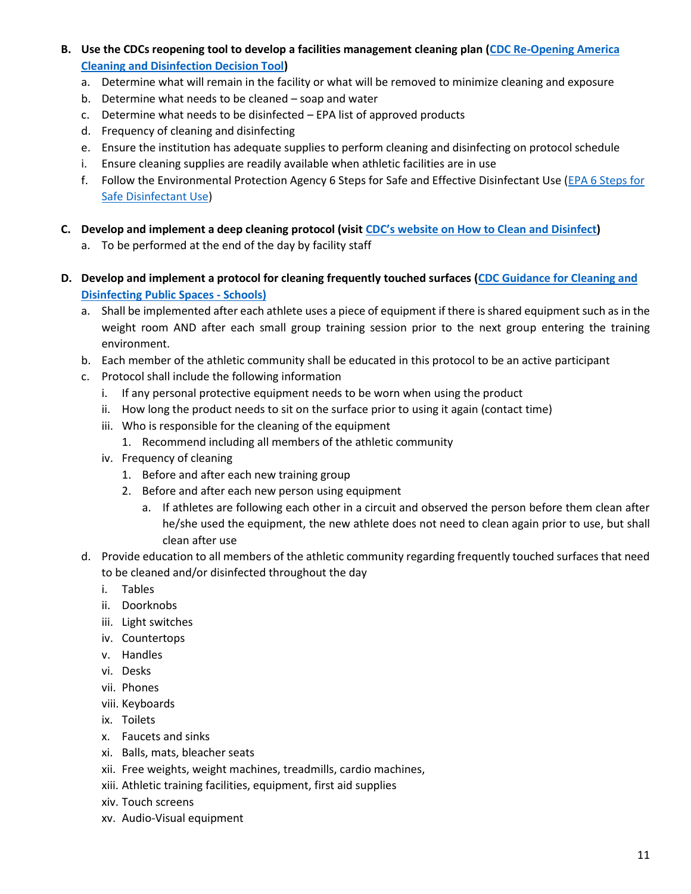B. **Use the CDCs reopening tool to develop a facilities management cleaning plan (CDC Re-Opening America Cleaning and Disinfection Decision Tool)**
   a. Determine what will remain in the facility or what will be removed to minimize cleaning and exposure
   b. Determine what needs to be cleaned – soap and water
   c. Determine what needs to be disinfected – EPA list of approved products
   d. Frequency of cleaning and disinfecting
   e. Ensure the institution has adequate supplies to perform cleaning and disinfecting on protocol schedule
   i. Ensure cleaning supplies are readily available when athletic facilities are in use
   f. Follow the Environmental Protection Agency 6 Steps for Safe and Effective Disinfectant Use (EPA 6 Steps for Safe Disinfectant Use)

C. **Develop and implement a deep cleaning protocol (visit CDC's website on How to Clean and Disinfect)**
   a. To be performed at the end of the day by facility staff

D. **Develop and implement a protocol for cleaning frequently touched surfaces (CDC Guidance for Cleaning and Disinfecting Public Spaces - Schools)**
   a. Shall be implemented after each athlete uses a piece of equipment if there is shared equipment such as in the weight room AND after each small group training session prior to the next group entering the training environment.
   b. Each member of the athletic community shall be educated in this protocol to be an active participant
   c. Protocol shall include the following information
      i. If any personal protective equipment needs to be worn when using the product
      ii. How long the product needs to sit on the surface prior to using it again (contact time)
      iii. Who is responsible for the cleaning of the equipment
         1. Recommend including all members of the athletic community
      iv. Frequency of cleaning
         1. Before and after each new training group
         2. Before and after each new person using equipment
            a. If athletes are following each other in a circuit and observed the person before them clean after he/she used the equipment, the new athlete does not need to clean again prior to use, but shall clean after use
   d. Provide education to all members of the athletic community regarding frequently touched surfaces that need to be cleaned and/or disinfected throughout the day
      i. Tables
      ii. Doorknobs
      iii. Light switches
      iv. Countertops
      v. Handles
      vi. Desks
      vii. Phones
      viii. Keyboards
      ix. Toilets
      x. Faucets and sinks
      xi. Balls, mats, bleacher seats
      xii. Free weights, weight machines, treadmills, cardio machines,
      xiii. Athletic training facilities, equipment, first aid supplies
      xiv. Touch screens
      xv. Audio-Visual equipment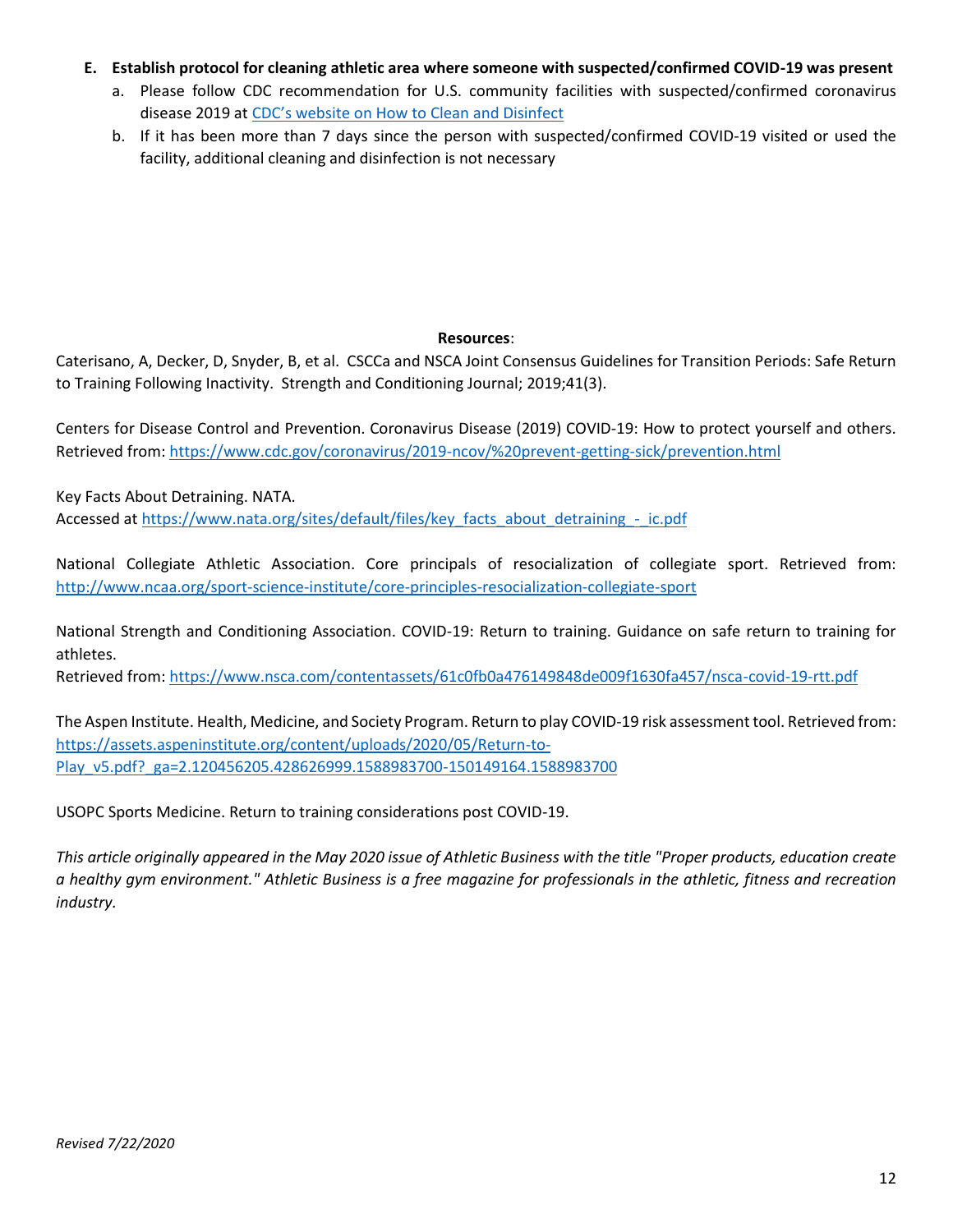**E. Establish protocol for cleaning athletic area where someone with suspected/confirmed COVID-19 was present**

a. Please follow CDC recommendation for U.S. community facilities with suspected/confirmed coronavirus disease 2019 at CDC's website on How to Clean and Disinfect

b. If it has been more than 7 days since the person with suspected/confirmed COVID-19 visited or used the facility, additional cleaning and disinfection is not necessary

**Resources**:

Caterisano, A, Decker, D, Snyder, B, et al. CSCCa and NSCA Joint Consensus Guidelines for Transition Periods: Safe Return to Training Following Inactivity. Strength and Conditioning Journal; 2019;41(3).

Centers for Disease Control and Prevention. Coronavirus Disease (2019) COVID-19: How to protect yourself and others. Retrieved from: https://www.cdc.gov/coronavirus/2019-ncov/%20prevent-getting-sick/prevention.html

Key Facts About Detraining. NATA.
Accessed at https://www.nata.org/sites/default/files/key_facts_about_detraining_-_ic.pdf

National Collegiate Athletic Association. Core principals of resocialization of collegiate sport. Retrieved from: http://www.ncaa.org/sport-science-institute/core-principles-resocialization-collegiate-sport

National Strength and Conditioning Association. COVID-19: Return to training. Guidance on safe return to training for athletes.
Retrieved from: https://www.nsca.com/contentassets/61c0fb0a476149848de009f1630fa457/nsca-covid-19-rtt.pdf

The Aspen Institute. Health, Medicine, and Society Program. Return to play COVID-19 risk assessment tool. Retrieved from: https://assets.aspeninstitute.org/content/uploads/2020/05/Return-to-Play_v5.pdf?_ga=2.120456205.428626999.1588983700-150149164.1588983700

USOPC Sports Medicine. Return to training considerations post COVID-19.

*This article originally appeared in the May 2020 issue of Athletic Business with the title "Proper products, education create a healthy gym environment." Athletic Business is a free magazine for professionals in the athletic, fitness and recreation industry.*

*Revised 7/22/2020*